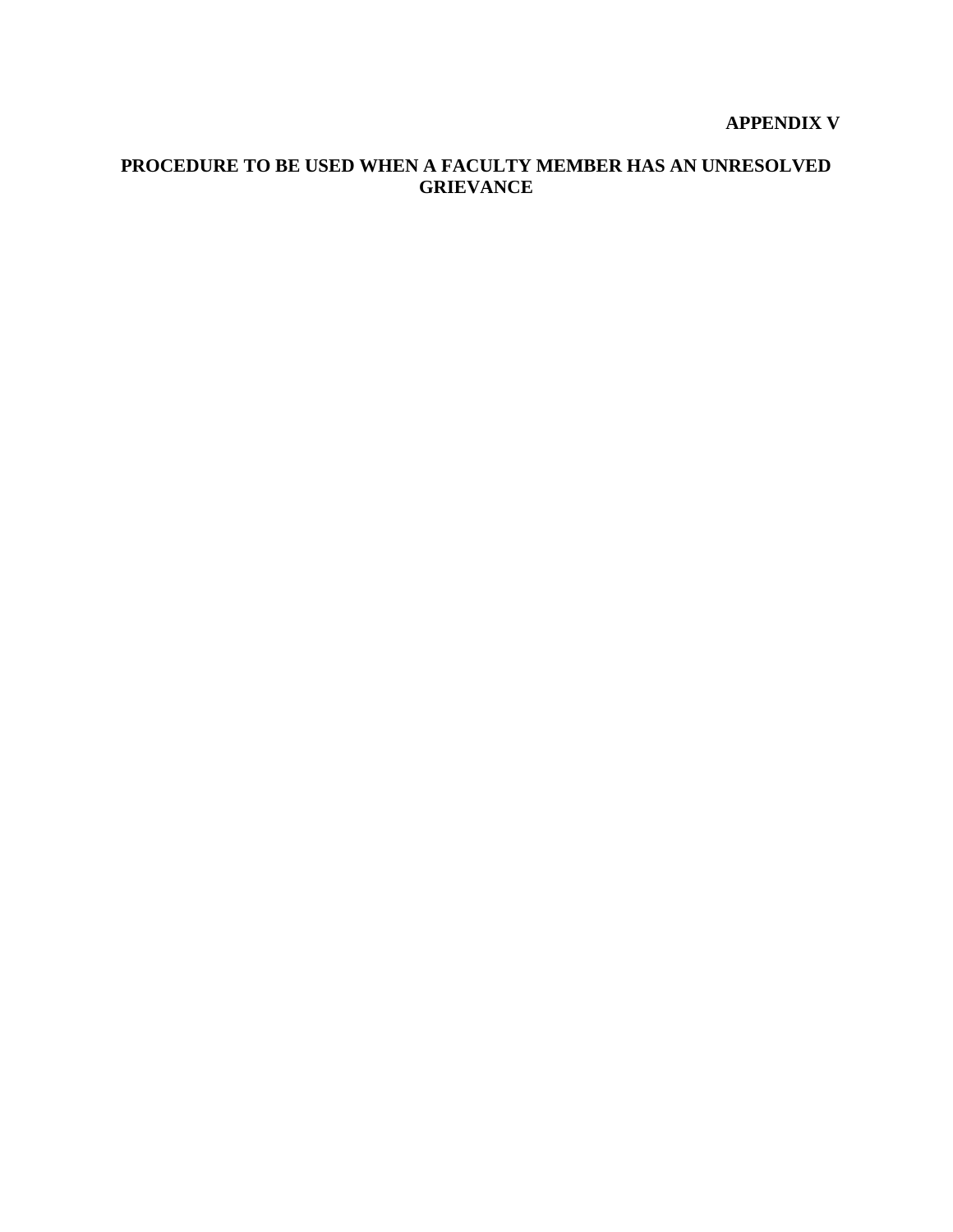**APPENDIX V**

# PROCEDURE TO BE USED WHEN A FACULTY MEMBER HAS AN UNRESOLVED GRIEVANCE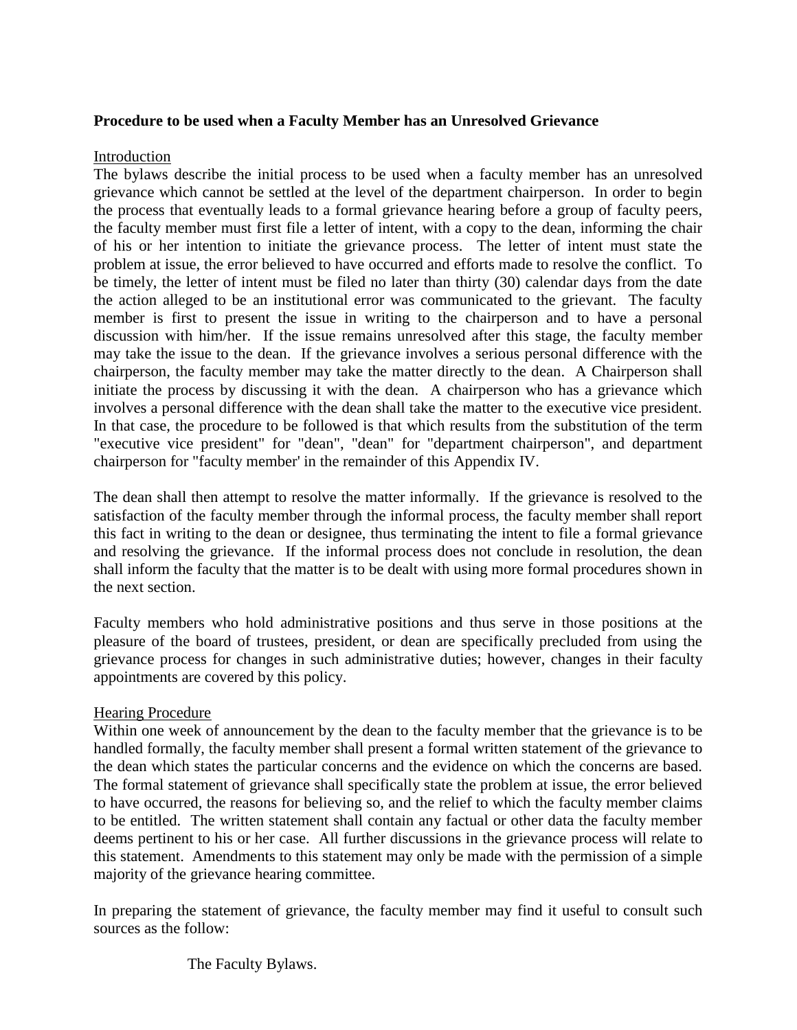**Procedure to be used when a Faculty Member has an Unresolved Grievance**

Introduction

The bylaws describe the initial process to be used when a faculty member has an unresolved grievance which cannot be settled at the level of the department chairperson. In order to begin the process that eventually leads to a formal grievance hearing before a group of faculty peers, the faculty member must first file a letter of intent, with a copy to the dean, informing the chair of his or her intention to initiate the grievance process. The letter of intent must state the problem at issue, the error believed to have occurred and efforts made to resolve the conflict. To be timely, the letter of intent must be filed no later than thirty (30) calendar days from the date the action alleged to be an institutional error was communicated to the grievant. The faculty member is first to present the issue in writing to the chairperson and to have a personal discussion with him/her. If the issue remains unresolved after this stage, the faculty member may take the issue to the dean. If the grievance involves a serious personal difference with the chairperson, the faculty member may take the matter directly to the dean. A Chairperson shall initiate the process by discussing it with the dean. A chairperson who has a grievance which involves a personal difference with the dean shall take the matter to the executive vice president. In that case, the procedure to be followed is that which results from the substitution of the term "executive vice president" for "dean", "dean" for "department chairperson", and department chairperson for "faculty member' in the remainder of this Appendix IV.

The dean shall then attempt to resolve the matter informally. If the grievance is resolved to the satisfaction of the faculty member through the informal process, the faculty member shall report this fact in writing to the dean or designee, thus terminating the intent to file a formal grievance and resolving the grievance. If the informal process does not conclude in resolution, the dean shall inform the faculty that the matter is to be dealt with using more formal procedures shown in the next section.

Faculty members who hold administrative positions and thus serve in those positions at the pleasure of the board of trustees, president, or dean are specifically precluded from using the grievance process for changes in such administrative duties; however, changes in their faculty appointments are covered by this policy.

Hearing Procedure

Within one week of announcement by the dean to the faculty member that the grievance is to be handled formally, the faculty member shall present a formal written statement of the grievance to the dean which states the particular concerns and the evidence on which the concerns are based. The formal statement of grievance shall specifically state the problem at issue, the error believed to have occurred, the reasons for believing so, and the relief to which the faculty member claims to be entitled. The written statement shall contain any factual or other data the faculty member deems pertinent to his or her case. All further discussions in the grievance process will relate to this statement. Amendments to this statement may only be made with the permission of a simple majority of the grievance hearing committee.

In preparing the statement of grievance, the faculty member may find it useful to consult such sources as the follow:

The Faculty Bylaws.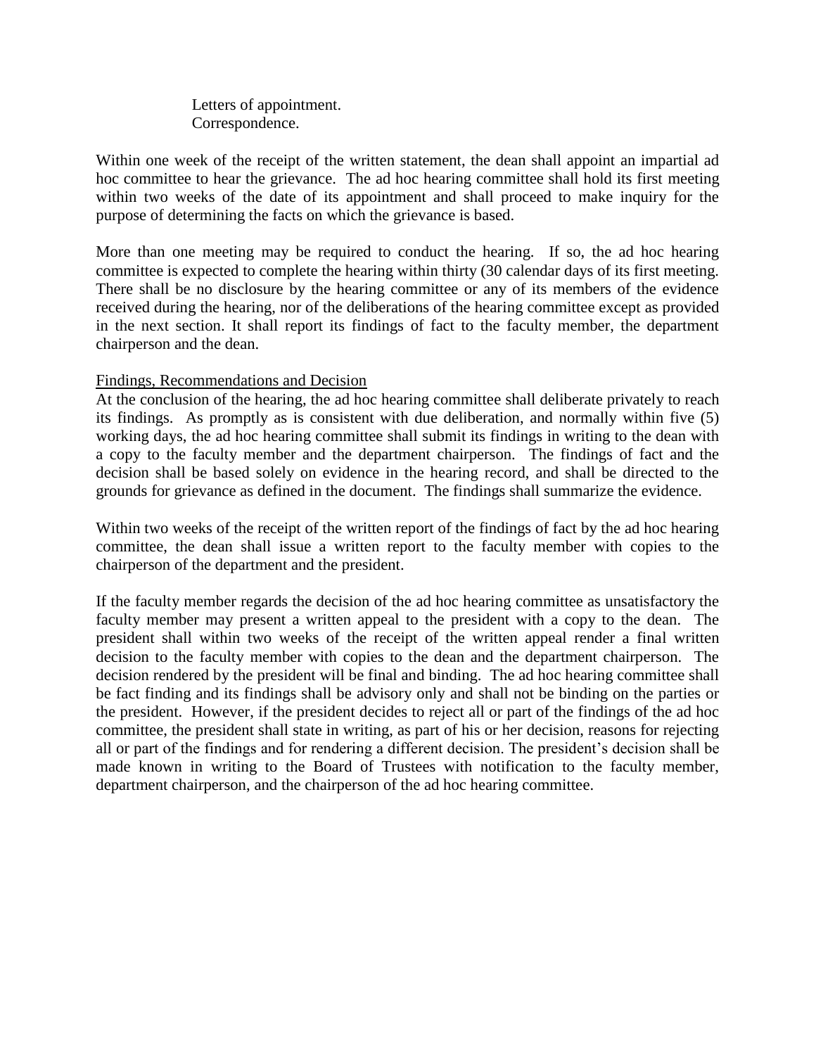Letters of appointment.
Correspondence.

Within one week of the receipt of the written statement, the dean shall appoint an impartial ad hoc committee to hear the grievance. The ad hoc hearing committee shall hold its first meeting within two weeks of the date of its appointment and shall proceed to make inquiry for the purpose of determining the facts on which the grievance is based.

More than one meeting may be required to conduct the hearing. If so, the ad hoc hearing committee is expected to complete the hearing within thirty (30 calendar days of its first meeting. There shall be no disclosure by the hearing committee or any of its members of the evidence received during the hearing, nor of the deliberations of the hearing committee except as provided in the next section. It shall report its findings of fact to the faculty member, the department chairperson and the dean.

<u>Findings, Recommendations and Decision</u>

At the conclusion of the hearing, the ad hoc hearing committee shall deliberate privately to reach its findings. As promptly as is consistent with due deliberation, and normally within five (5) working days, the ad hoc hearing committee shall submit its findings in writing to the dean with a copy to the faculty member and the department chairperson. The findings of fact and the decision shall be based solely on evidence in the hearing record, and shall be directed to the grounds for grievance as defined in the document. The findings shall summarize the evidence.

Within two weeks of the receipt of the written report of the findings of fact by the ad hoc hearing committee, the dean shall issue a written report to the faculty member with copies to the chairperson of the department and the president.

If the faculty member regards the decision of the ad hoc hearing committee as unsatisfactory the faculty member may present a written appeal to the president with a copy to the dean. The president shall within two weeks of the receipt of the written appeal render a final written decision to the faculty member with copies to the dean and the department chairperson. The decision rendered by the president will be final and binding. The ad hoc hearing committee shall be fact finding and its findings shall be advisory only and shall not be binding on the parties or the president. However, if the president decides to reject all or part of the findings of the ad hoc committee, the president shall state in writing, as part of his or her decision, reasons for rejecting all or part of the findings and for rendering a different decision. The president's decision shall be made known in writing to the Board of Trustees with notification to the faculty member, department chairperson, and the chairperson of the ad hoc hearing committee.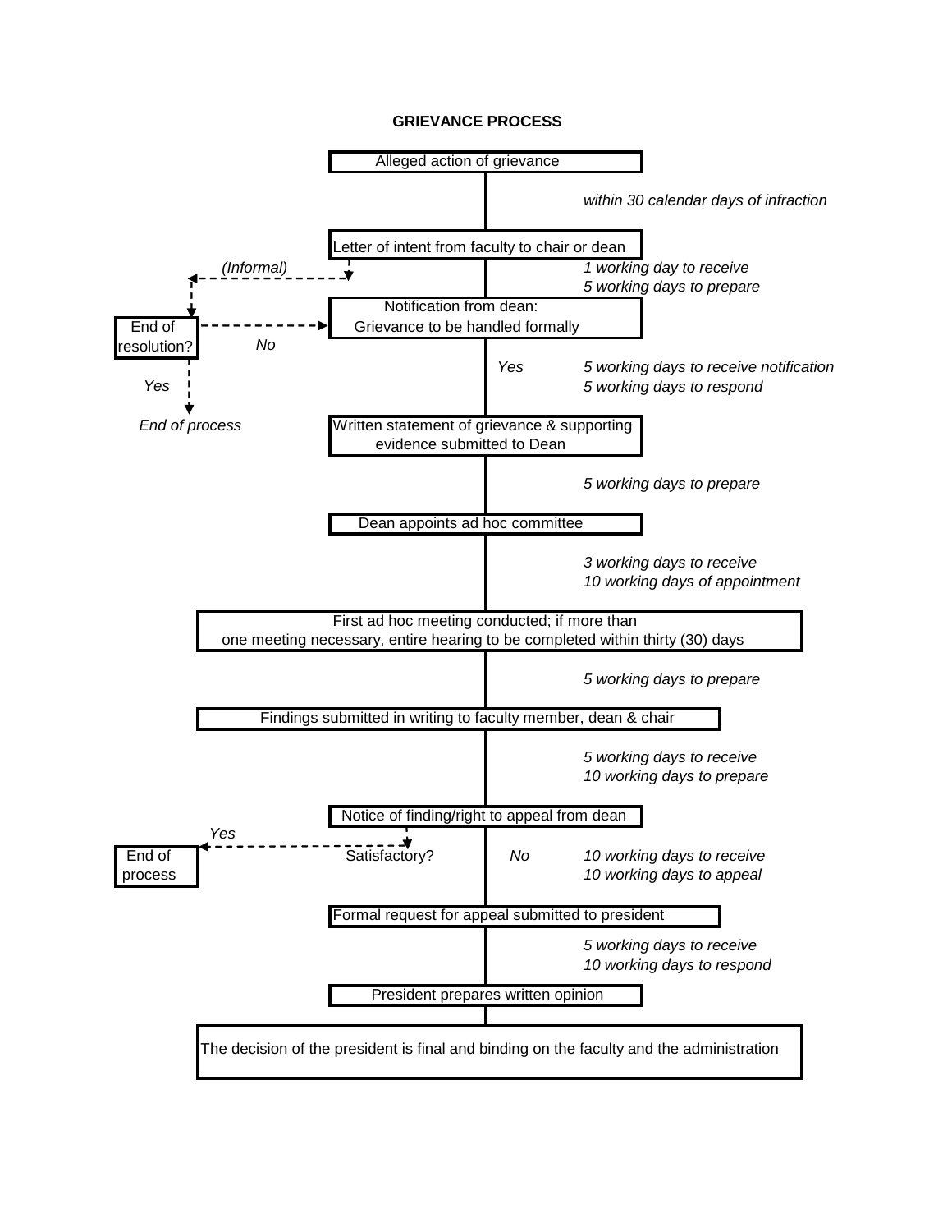**GRIEVANCE PROCESS**

Alleged action of grievance

*within 30 calendar days of infraction*

Letter of intent from faculty to chair or dean

*(Informal)*

*1 working day to receive*
*5 working days to prepare*

Notification from dean:
Grievance to be handled formally

End of resolution?

*No*

*Yes*

*End of process*

*Yes*

*5 working days to receive notification*
*5 working days to respond*

Written statement of grievance & supporting evidence submitted to Dean

*5 working days to prepare*

Dean appoints ad hoc committee

*3 working days to receive*
*10 working days of appointment*

First ad hoc meeting conducted; if more than one meeting necessary, entire hearing to be completed within thirty (30) days

*5 working days to prepare*

Findings submitted in writing to faculty member, dean & chair

*5 working days to receive*
*10 working days to prepare*

Notice of finding/right to appeal from dean

*Yes*

End of process

Satisfactory?

*No*

*10 working days to receive*
*10 working days to appeal*

Formal request for appeal submitted to president

*5 working days to receive*
*10 working days to respond*

President prepares written opinion

The decision of the president is final and binding on the faculty and the administration